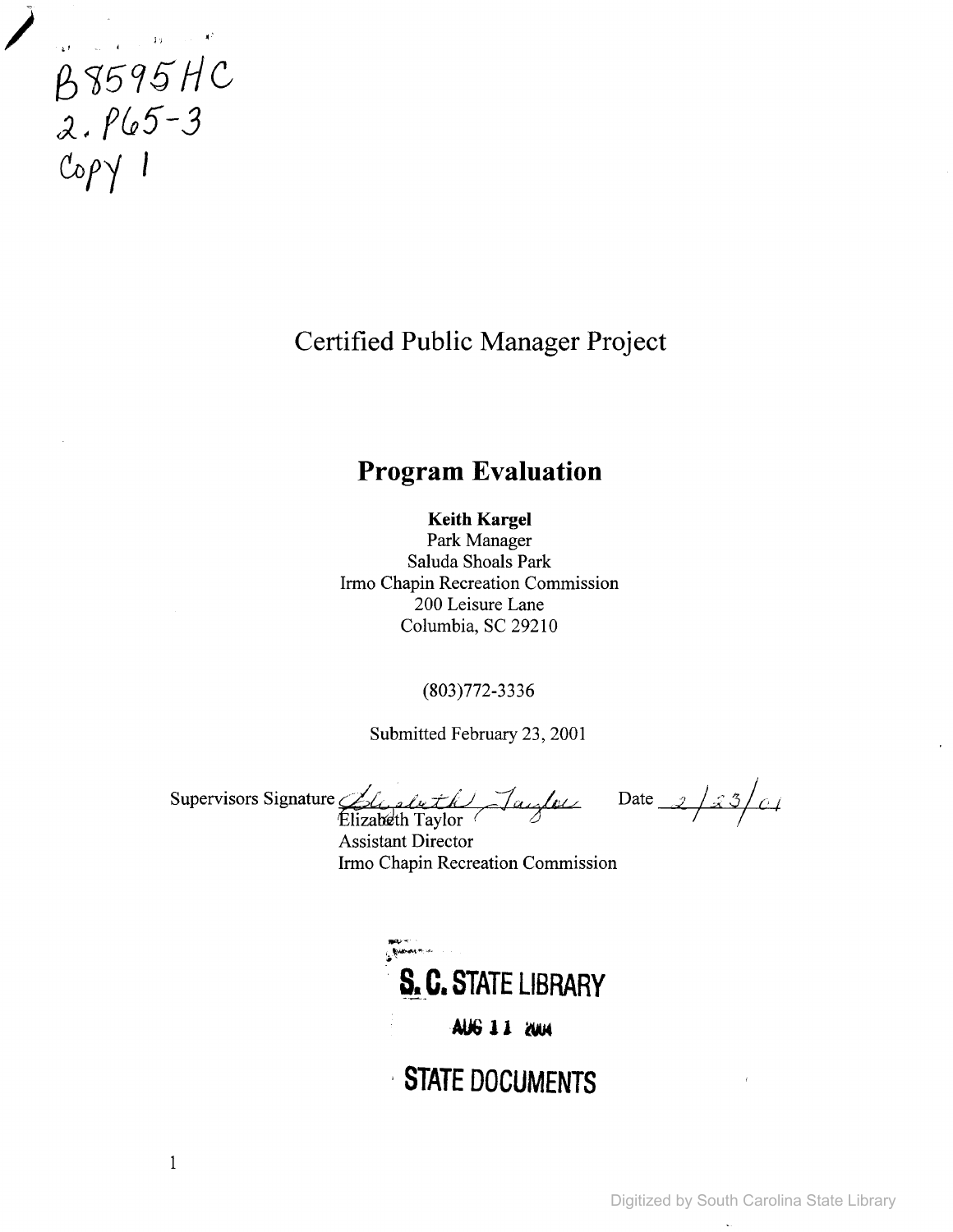B8595HC
2.P65-3
Copy 1

# Certified Public Manager Project

## Program Evaluation

**Keith Kargel**
Park Manager
Saluda Shoals Park
Irmo Chapin Recreation Commission
200 Leisure Lane
Columbia, SC 29210

(803)772-3336

Submitted February 23, 2001

Supervisors Signature Elizabeth Taylor Date 2/23/01
Elizabeth Taylor
Assistant Director
Irmo Chapin Recreation Commission

S. C. STATE LIBRARY

AUG 11 2004

STATE DOCUMENTS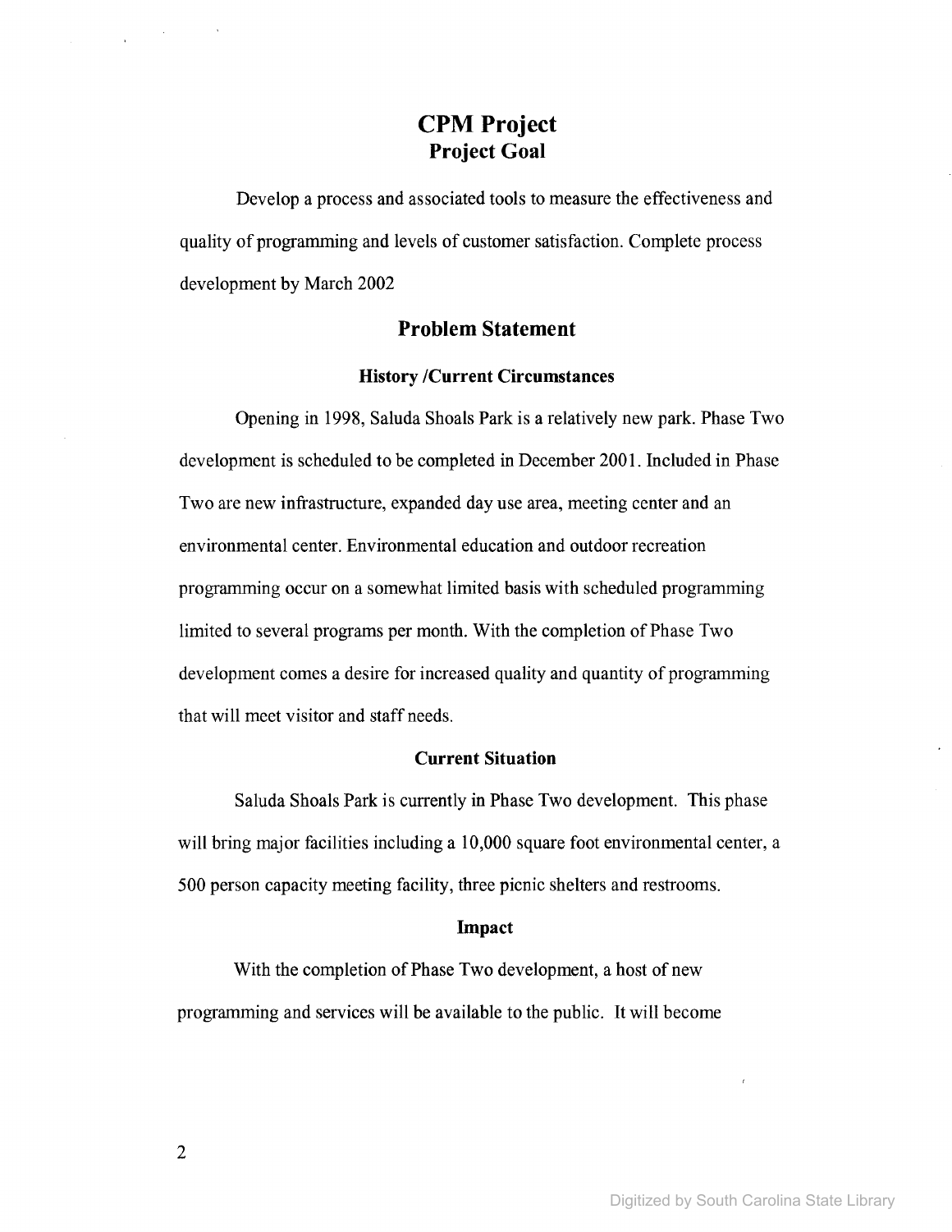# CPM Project

## Project Goal

Develop a process and associated tools to measure the effectiveness and quality of programming and levels of customer satisfaction. Complete process development by March 2002

## Problem Statement

### History /Current Circumstances

Opening in 1998, Saluda Shoals Park is a relatively new park. Phase Two development is scheduled to be completed in December 2001. Included in Phase Two are new infrastructure, expanded day use area, meeting center and an environmental center. Environmental education and outdoor recreation programming occur on a somewhat limited basis with scheduled programming limited to several programs per month. With the completion of Phase Two development comes a desire for increased quality and quantity of programming that will meet visitor and staff needs.

### Current Situation

Saluda Shoals Park is currently in Phase Two development. This phase will bring major facilities including a 10,000 square foot environmental center, a 500 person capacity meeting facility, three picnic shelters and restrooms.

### Impact

With the completion of Phase Two development, a host of new programming and services will be available to the public. It will become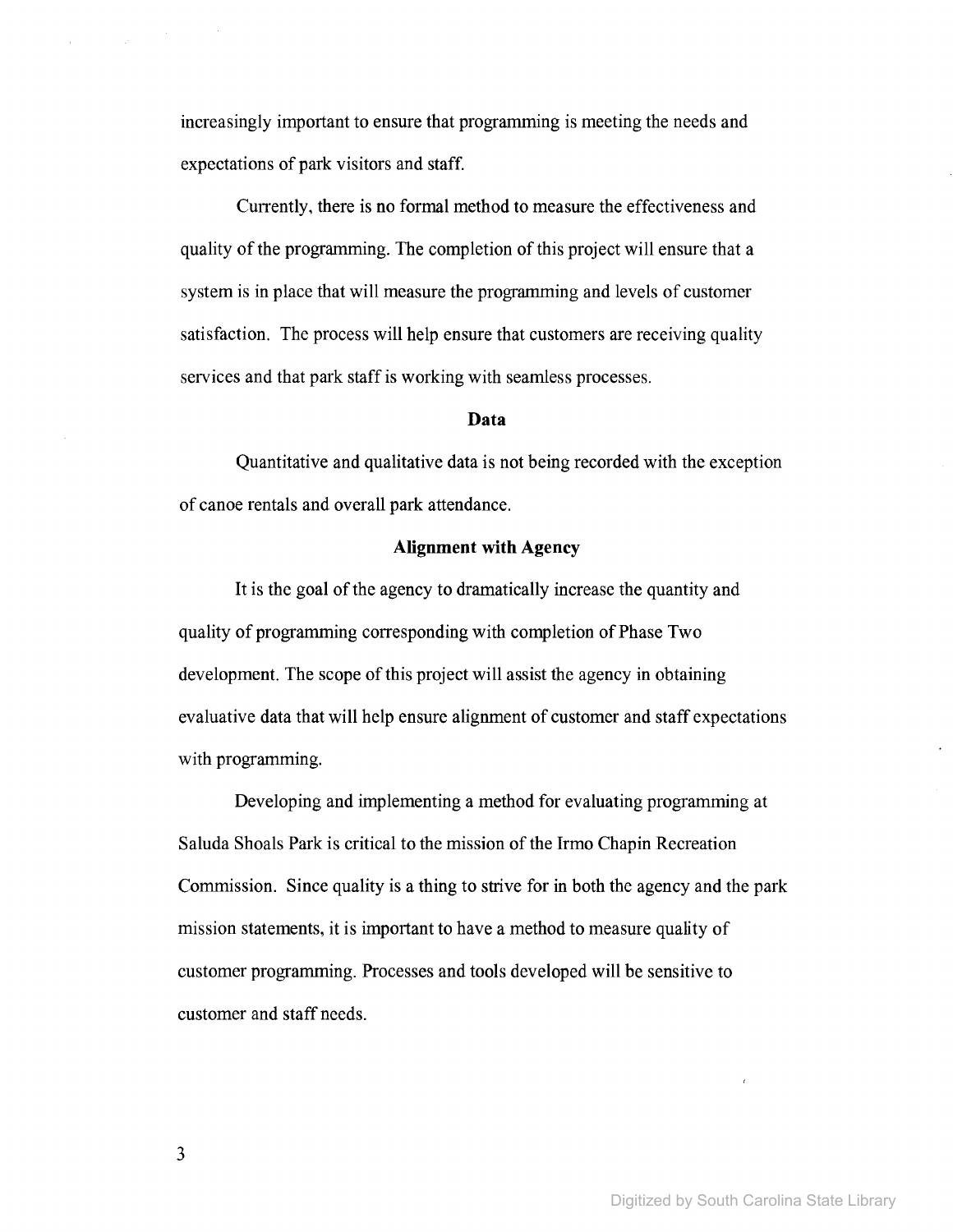increasingly important to ensure that programming is meeting the needs and expectations of park visitors and staff.

Currently, there is no formal method to measure the effectiveness and quality of the programming. The completion of this project will ensure that a system is in place that will measure the programming and levels of customer satisfaction. The process will help ensure that customers are receiving quality services and that park staff is working with seamless processes.

**Data**

Quantitative and qualitative data is not being recorded with the exception of canoe rentals and overall park attendance.

**Alignment with Agency**

It is the goal of the agency to dramatically increase the quantity and quality of programming corresponding with completion of Phase Two development. The scope of this project will assist the agency in obtaining evaluative data that will help ensure alignment of customer and staff expectations with programming.

Developing and implementing a method for evaluating programming at Saluda Shoals Park is critical to the mission of the Irmo Chapin Recreation Commission. Since quality is a thing to strive for in both the agency and the park mission statements, it is important to have a method to measure quality of customer programming. Processes and tools developed will be sensitive to customer and staff needs.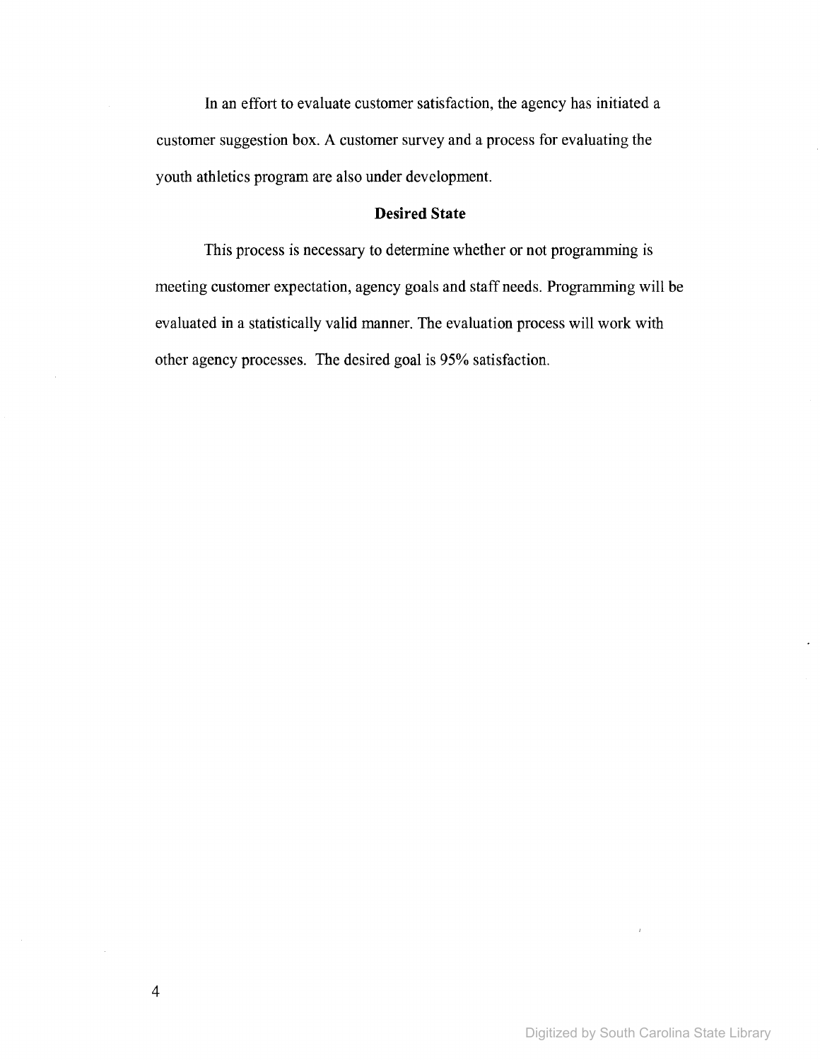In an effort to evaluate customer satisfaction, the agency has initiated a customer suggestion box. A customer survey and a process for evaluating the youth athletics program are also under development.

## Desired State

This process is necessary to determine whether or not programming is meeting customer expectation, agency goals and staff needs. Programming will be evaluated in a statistically valid manner. The evaluation process will work with other agency processes. The desired goal is 95% satisfaction.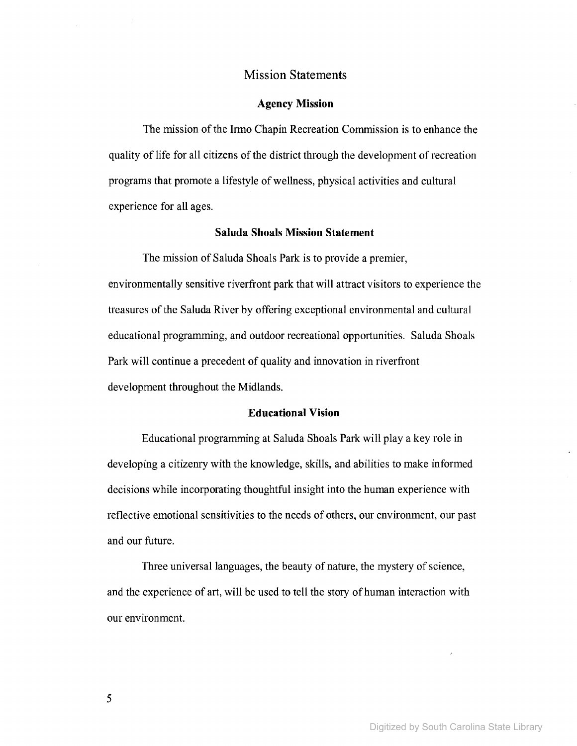# Mission Statements

## Agency Mission

The mission of the Irmo Chapin Recreation Commission is to enhance the quality of life for all citizens of the district through the development of recreation programs that promote a lifestyle of wellness, physical activities and cultural experience for all ages.

## Saluda Shoals Mission Statement

The mission of Saluda Shoals Park is to provide a premier, environmentally sensitive riverfront park that will attract visitors to experience the treasures of the Saluda River by offering exceptional environmental and cultural educational programming, and outdoor recreational opportunities. Saluda Shoals Park will continue a precedent of quality and innovation in riverfront development throughout the Midlands.

## Educational Vision

Educational programming at Saluda Shoals Park will play a key role in developing a citizenry with the knowledge, skills, and abilities to make informed decisions while incorporating thoughtful insight into the human experience with reflective emotional sensitivities to the needs of others, our environment, our past and our future.

Three universal languages, the beauty of nature, the mystery of science, and the experience of art, will be used to tell the story of human interaction with our environment.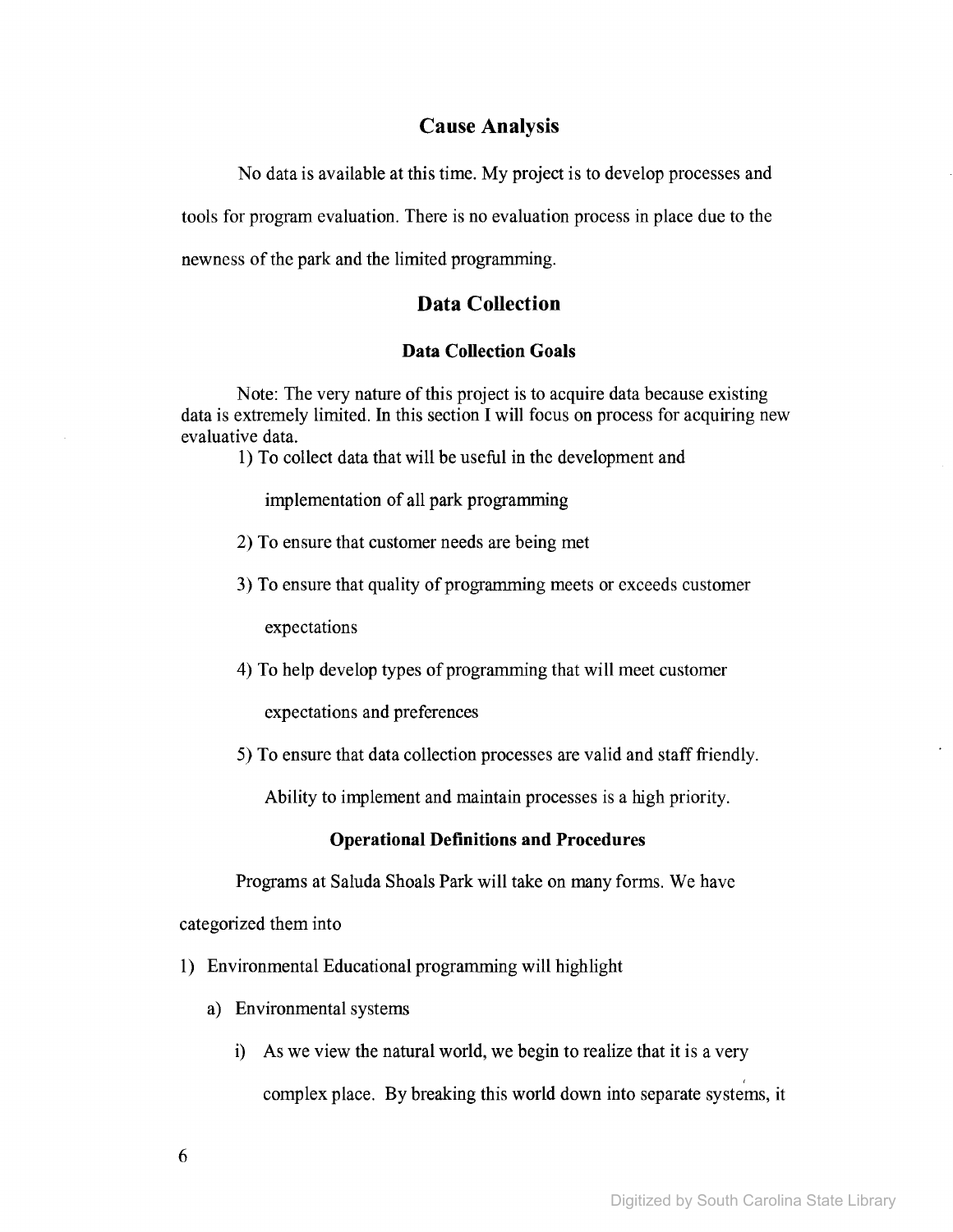## Cause Analysis

No data is available at this time. My project is to develop processes and tools for program evaluation. There is no evaluation process in place due to the newness of the park and the limited programming.

## Data Collection

### Data Collection Goals

Note: The very nature of this project is to acquire data because existing data is extremely limited. In this section I will focus on process for acquiring new evaluative data.

1) To collect data that will be useful in the development and implementation of all park programming
2) To ensure that customer needs are being met
3) To ensure that quality of programming meets or exceeds customer expectations
4) To help develop types of programming that will meet customer expectations and preferences
5) To ensure that data collection processes are valid and staff friendly. Ability to implement and maintain processes is a high priority.

### Operational Definitions and Procedures

Programs at Saluda Shoals Park will take on many forms. We have categorized them into

1) Environmental Educational programming will highlight
   a) Environmental systems
      i) As we view the natural world, we begin to realize that it is a very complex place. By breaking this world down into separate systems, it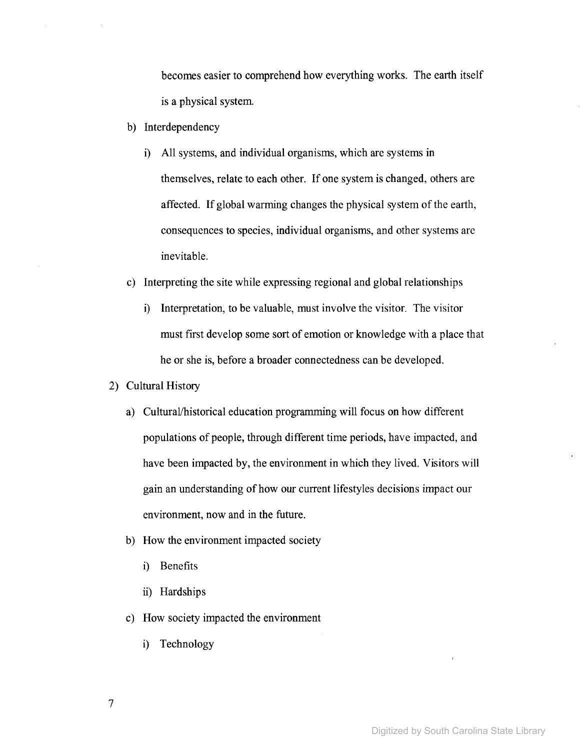becomes easier to comprehend how everything works. The earth itself is a physical system.

b) Interdependency

   i) All systems, and individual organisms, which are systems in themselves, relate to each other. If one system is changed, others are affected. If global warming changes the physical system of the earth, consequences to species, individual organisms, and other systems are inevitable.

c) Interpreting the site while expressing regional and global relationships

   i) Interpretation, to be valuable, must involve the visitor. The visitor must first develop some sort of emotion or knowledge with a place that he or she is, before a broader connectedness can be developed.

2) Cultural History

   a) Cultural/historical education programming will focus on how different populations of people, through different time periods, have impacted, and have been impacted by, the environment in which they lived. Visitors will gain an understanding of how our current lifestyles decisions impact our environment, now and in the future.

   b) How the environment impacted society

      i) Benefits

      ii) Hardships

   c) How society impacted the environment

      i) Technology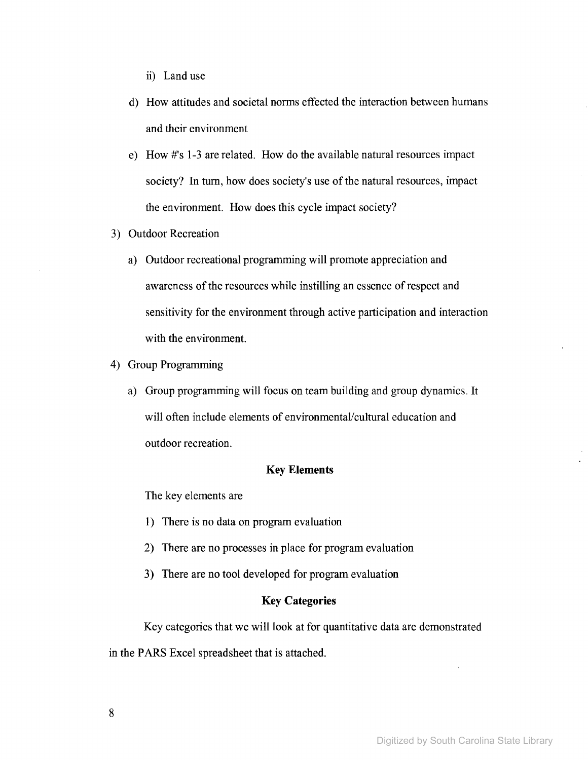ii) Land use

d) How attitudes and societal norms effected the interaction between humans and their environment

e) How #'s 1-3 are related. How do the available natural resources impact society? In turn, how does society's use of the natural resources, impact the environment. How does this cycle impact society?

3) Outdoor Recreation

   a) Outdoor recreational programming will promote appreciation and awareness of the resources while instilling an essence of respect and sensitivity for the environment through active participation and interaction with the environment.

4) Group Programming

   a) Group programming will focus on team building and group dynamics. It will often include elements of environmental/cultural education and outdoor recreation.

### Key Elements

The key elements are

1) There is no data on program evaluation
2) There are no processes in place for program evaluation
3) There are no tool developed for program evaluation

### Key Categories

Key categories that we will look at for quantitative data are demonstrated in the PARS Excel spreadsheet that is attached.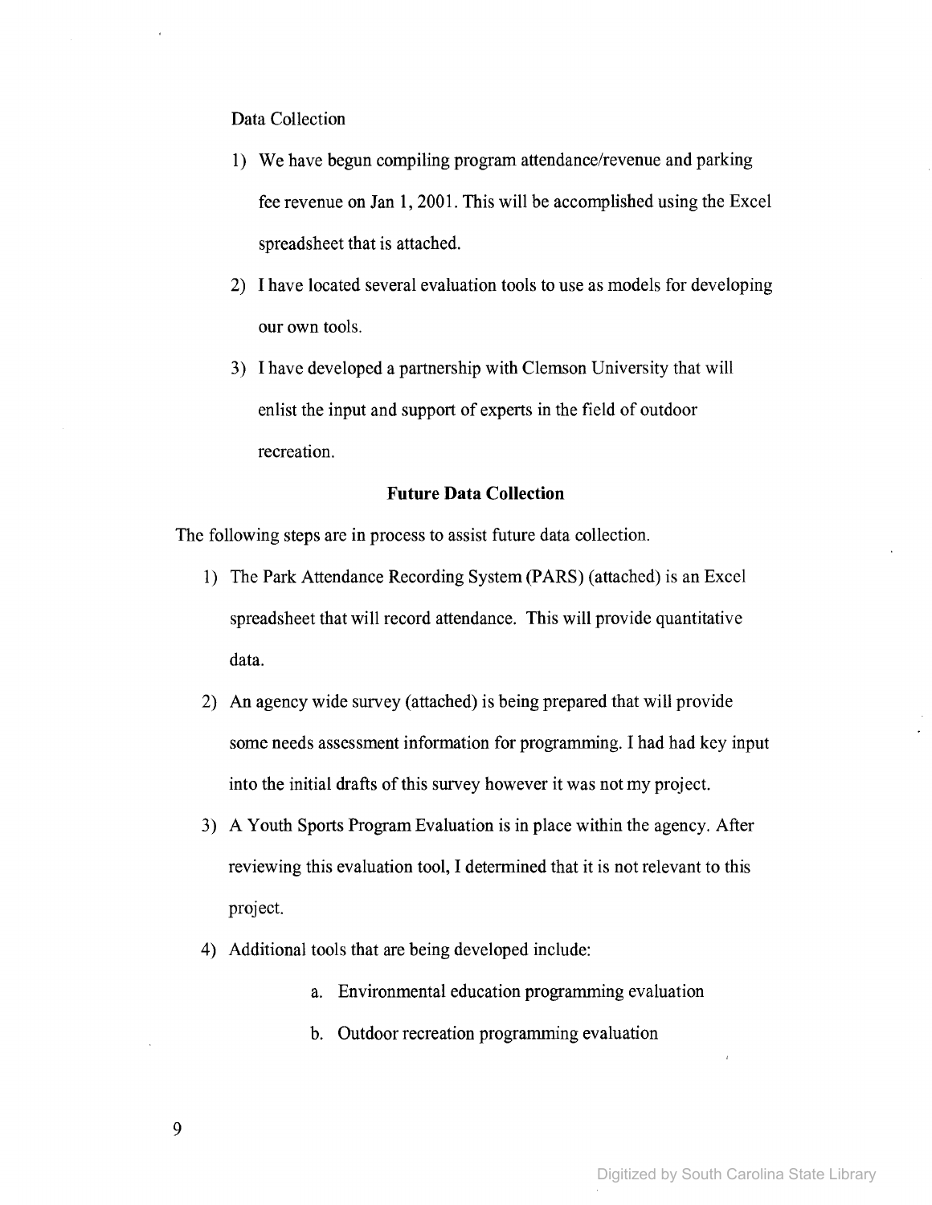Data Collection

1) We have begun compiling program attendance/revenue and parking fee revenue on Jan 1, 2001. This will be accomplished using the Excel spreadsheet that is attached.
2) I have located several evaluation tools to use as models for developing our own tools.
3) I have developed a partnership with Clemson University that will enlist the input and support of experts in the field of outdoor recreation.

**Future Data Collection**

The following steps are in process to assist future data collection.

1) The Park Attendance Recording System (PARS) (attached) is an Excel spreadsheet that will record attendance. This will provide quantitative data.
2) An agency wide survey (attached) is being prepared that will provide some needs assessment information for programming. I had had key input into the initial drafts of this survey however it was not my project.
3) A Youth Sports Program Evaluation is in place within the agency. After reviewing this evaluation tool, I determined that it is not relevant to this project.
4) Additional tools that are being developed include:
    a. Environmental education programming evaluation
    b. Outdoor recreation programming evaluation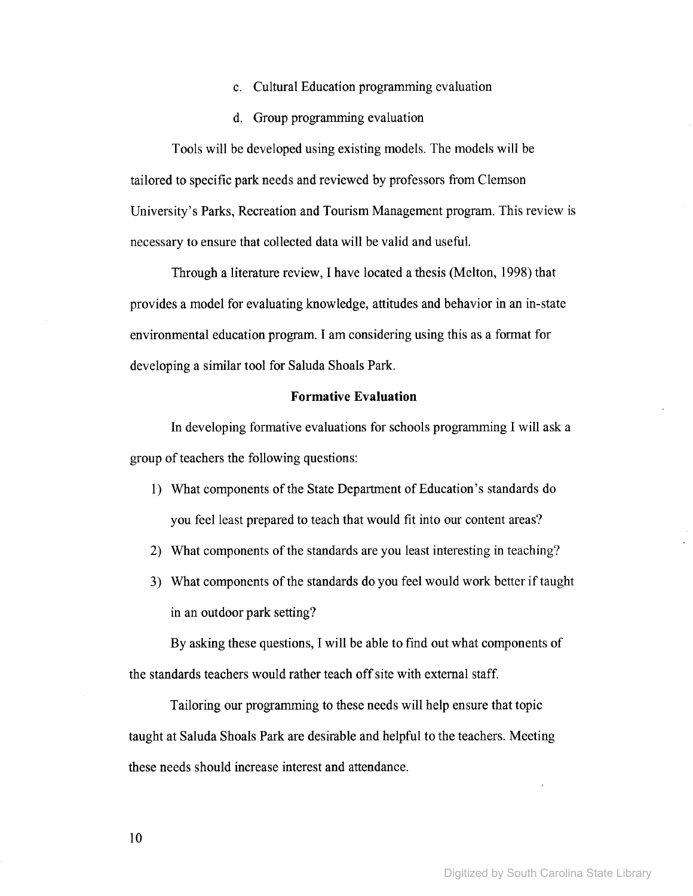c. Cultural Education programming evaluation

d. Group programming evaluation

Tools will be developed using existing models. The models will be tailored to specific park needs and reviewed by professors from Clemson University's Parks, Recreation and Tourism Management program. This review is necessary to ensure that collected data will be valid and useful.

Through a literature review, I have located a thesis (Melton, 1998) that provides a model for evaluating knowledge, attitudes and behavior in an in-state environmental education program. I am considering using this as a format for developing a similar tool for Saluda Shoals Park.

### Formative Evaluation

In developing formative evaluations for schools programming I will ask a group of teachers the following questions:

1) What components of the State Department of Education's standards do you feel least prepared to teach that would fit into our content areas?
2) What components of the standards are you least interesting in teaching?
3) What components of the standards do you feel would work better if taught in an outdoor park setting?

By asking these questions, I will be able to find out what components of the standards teachers would rather teach off site with external staff.

Tailoring our programming to these needs will help ensure that topic taught at Saluda Shoals Park are desirable and helpful to the teachers. Meeting these needs should increase interest and attendance.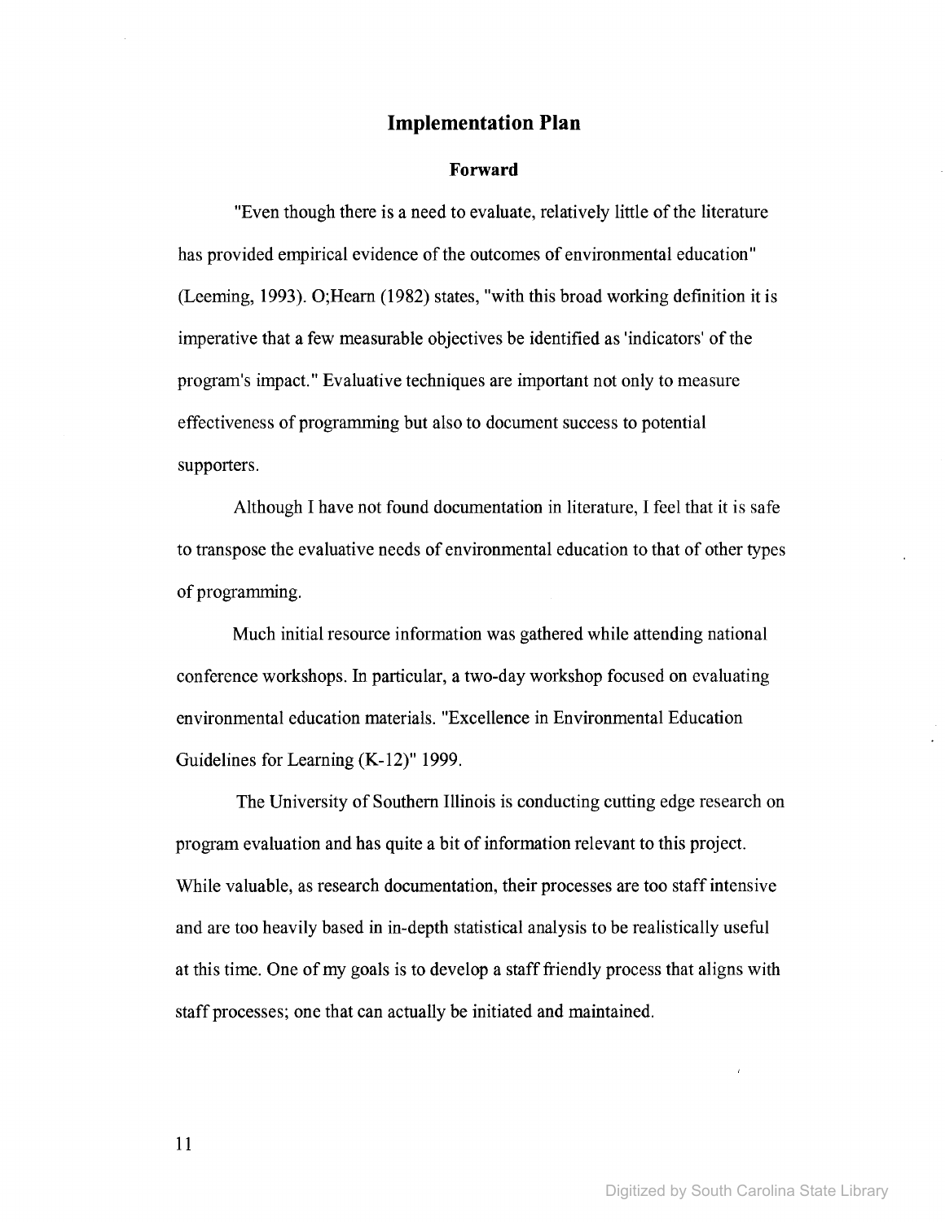# Implementation Plan

## Forward

"Even though there is a need to evaluate, relatively little of the literature has provided empirical evidence of the outcomes of environmental education" (Leeming, 1993). O;Hearn (1982) states, "with this broad working definition it is imperative that a few measurable objectives be identified as 'indicators' of the program's impact." Evaluative techniques are important not only to measure effectiveness of programming but also to document success to potential supporters.

Although I have not found documentation in literature, I feel that it is safe to transpose the evaluative needs of environmental education to that of other types of programming.

Much initial resource information was gathered while attending national conference workshops. In particular, a two-day workshop focused on evaluating environmental education materials. "Excellence in Environmental Education Guidelines for Learning (K-12)" 1999.

The University of Southern Illinois is conducting cutting edge research on program evaluation and has quite a bit of information relevant to this project. While valuable, as research documentation, their processes are too staff intensive and are too heavily based in in-depth statistical analysis to be realistically useful at this time. One of my goals is to develop a staff friendly process that aligns with staff processes; one that can actually be initiated and maintained.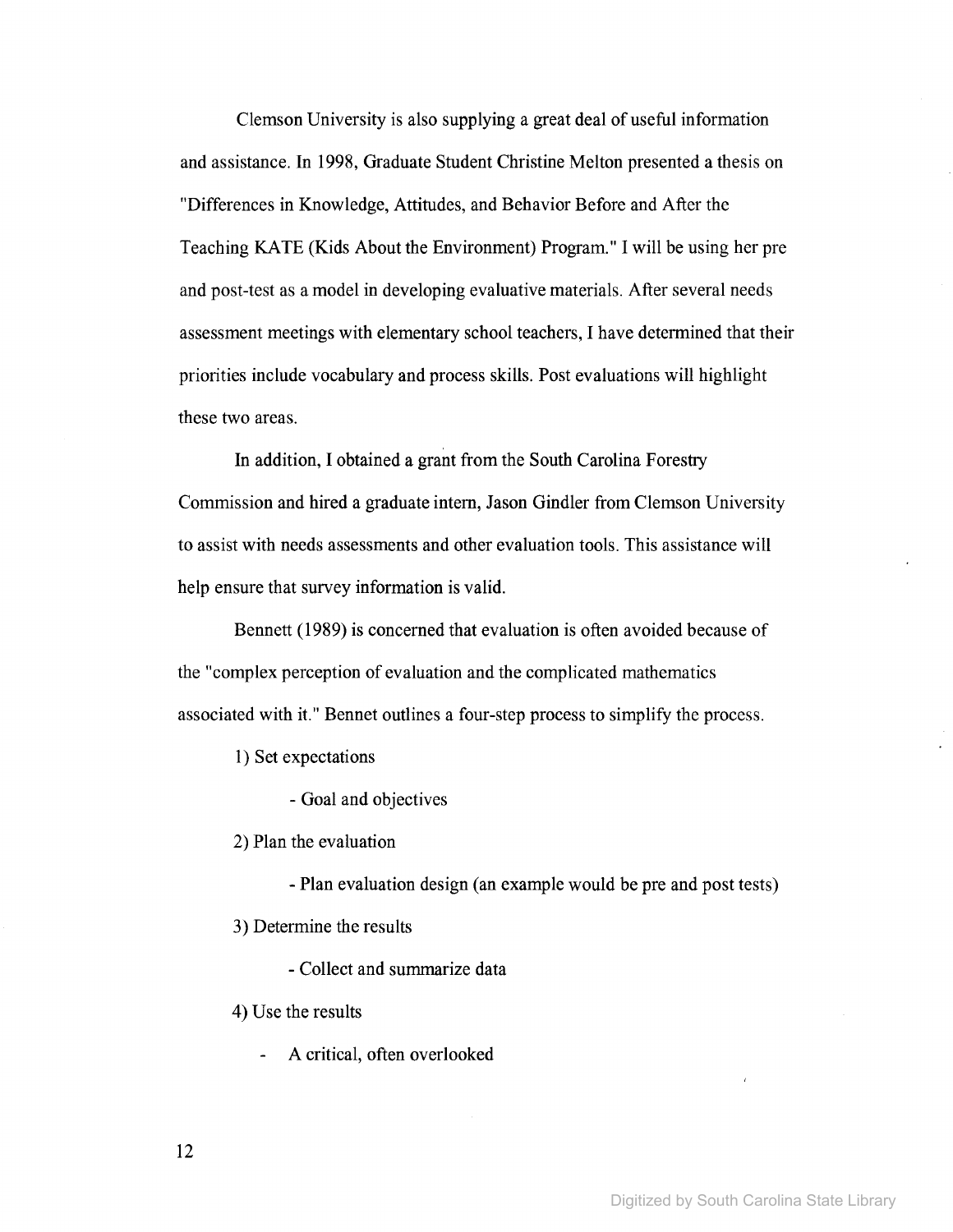Clemson University is also supplying a great deal of useful information and assistance. In 1998, Graduate Student Christine Melton presented a thesis on "Differences in Knowledge, Attitudes, and Behavior Before and After the Teaching KATE (Kids About the Environment) Program." I will be using her pre and post-test as a model in developing evaluative materials. After several needs assessment meetings with elementary school teachers, I have determined that their priorities include vocabulary and process skills. Post evaluations will highlight these two areas.

In addition, I obtained a grant from the South Carolina Forestry Commission and hired a graduate intern, Jason Gindler from Clemson University to assist with needs assessments and other evaluation tools. This assistance will help ensure that survey information is valid.

Bennett (1989) is concerned that evaluation is often avoided because of the "complex perception of evaluation and the complicated mathematics associated with it." Bennet outlines a four-step process to simplify the process.

1) Set expectations
   - Goal and objectives
2) Plan the evaluation
   - Plan evaluation design (an example would be pre and post tests)
3) Determine the results
   - Collect and summarize data
4) Use the results
   - A critical, often overlooked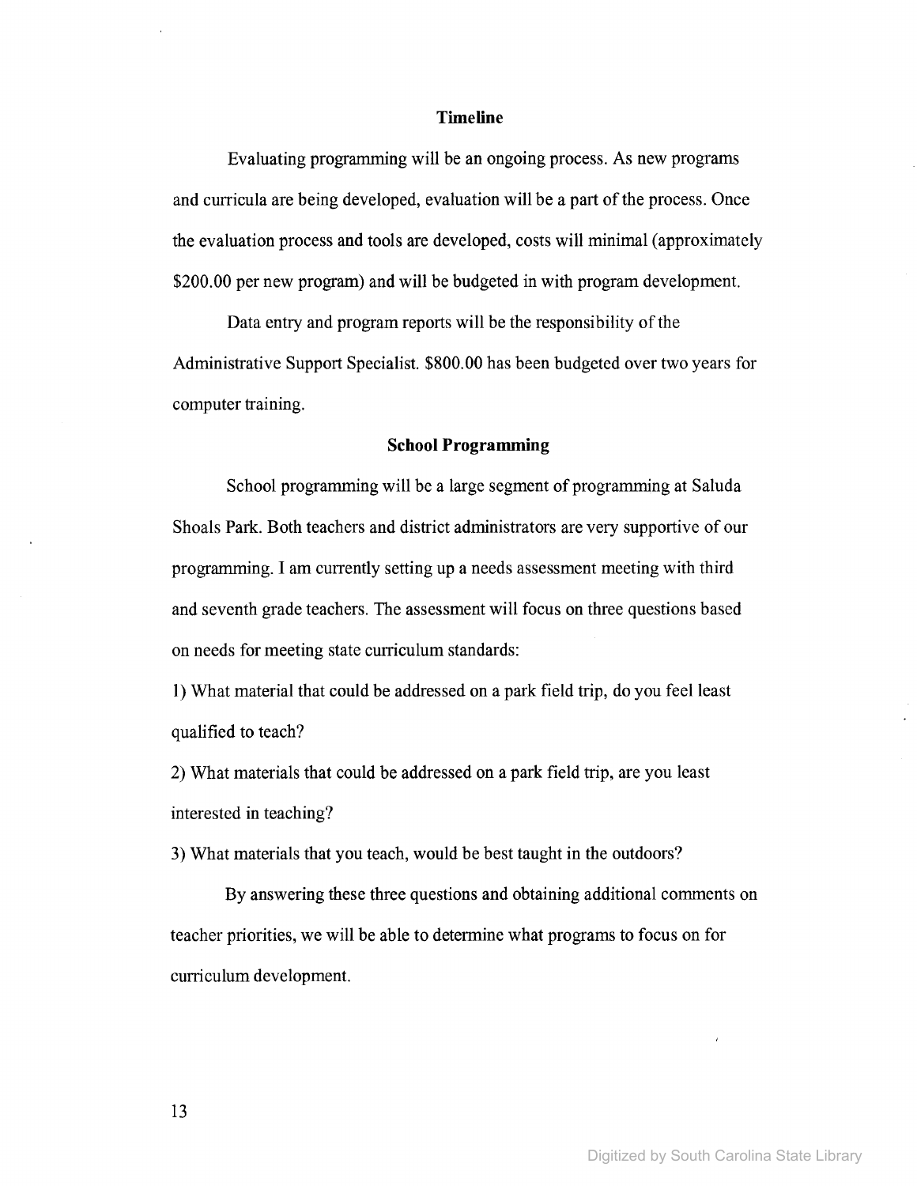## Timeline

Evaluating programming will be an ongoing process. As new programs and curricula are being developed, evaluation will be a part of the process. Once the evaluation process and tools are developed, costs will minimal (approximately $200.00 per new program) and will be budgeted in with program development.

Data entry and program reports will be the responsibility of the Administrative Support Specialist. $800.00 has been budgeted over two years for computer training.

## School Programming

School programming will be a large segment of programming at Saluda Shoals Park. Both teachers and district administrators are very supportive of our programming. I am currently setting up a needs assessment meeting with third and seventh grade teachers. The assessment will focus on three questions based on needs for meeting state curriculum standards:

1) What material that could be addressed on a park field trip, do you feel least qualified to teach?

2) What materials that could be addressed on a park field trip, are you least interested in teaching?

3) What materials that you teach, would be best taught in the outdoors?

By answering these three questions and obtaining additional comments on teacher priorities, we will be able to determine what programs to focus on for curriculum development.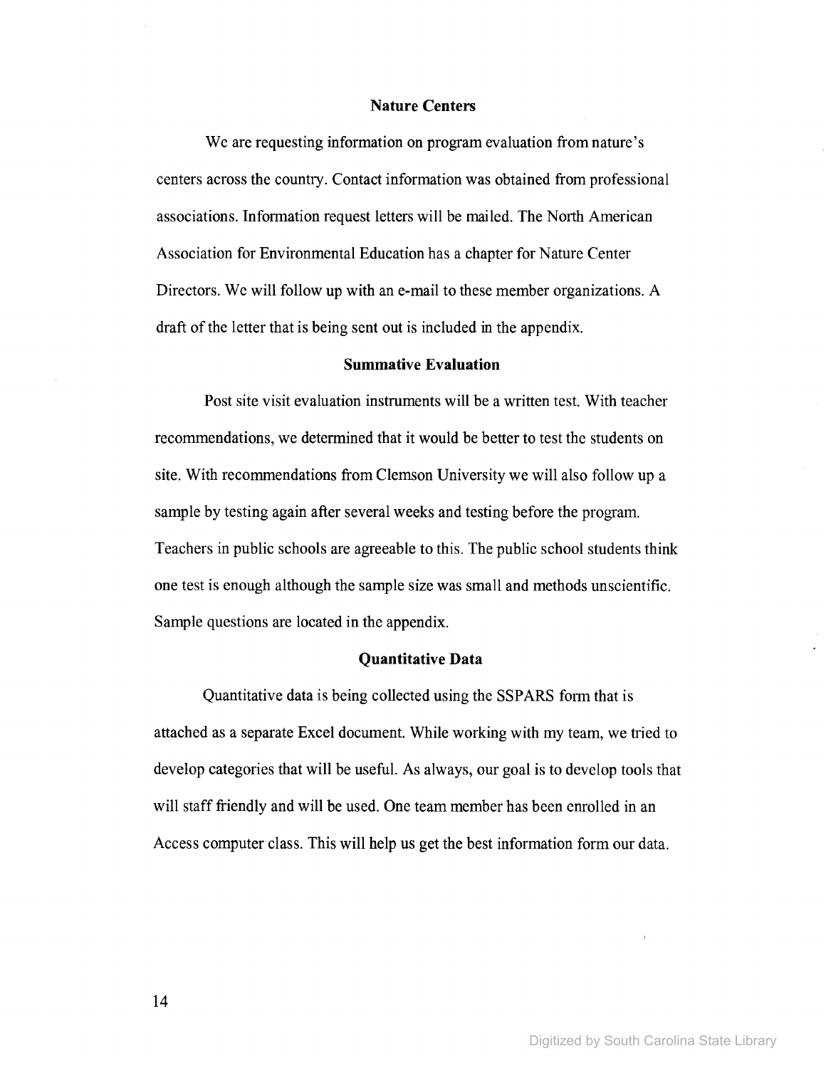## Nature Centers

We are requesting information on program evaluation from nature's centers across the country. Contact information was obtained from professional associations. Information request letters will be mailed. The North American Association for Environmental Education has a chapter for Nature Center Directors. We will follow up with an e-mail to these member organizations. A draft of the letter that is being sent out is included in the appendix.

## Summative Evaluation

Post site visit evaluation instruments will be a written test. With teacher recommendations, we determined that it would be better to test the students on site. With recommendations from Clemson University we will also follow up a sample by testing again after several weeks and testing before the program. Teachers in public schools are agreeable to this. The public school students think one test is enough although the sample size was small and methods unscientific. Sample questions are located in the appendix.

## Quantitative Data

Quantitative data is being collected using the SSPARS form that is attached as a separate Excel document. While working with my team, we tried to develop categories that will be useful. As always, our goal is to develop tools that will staff friendly and will be used. One team member has been enrolled in an Access computer class. This will help us get the best information form our data.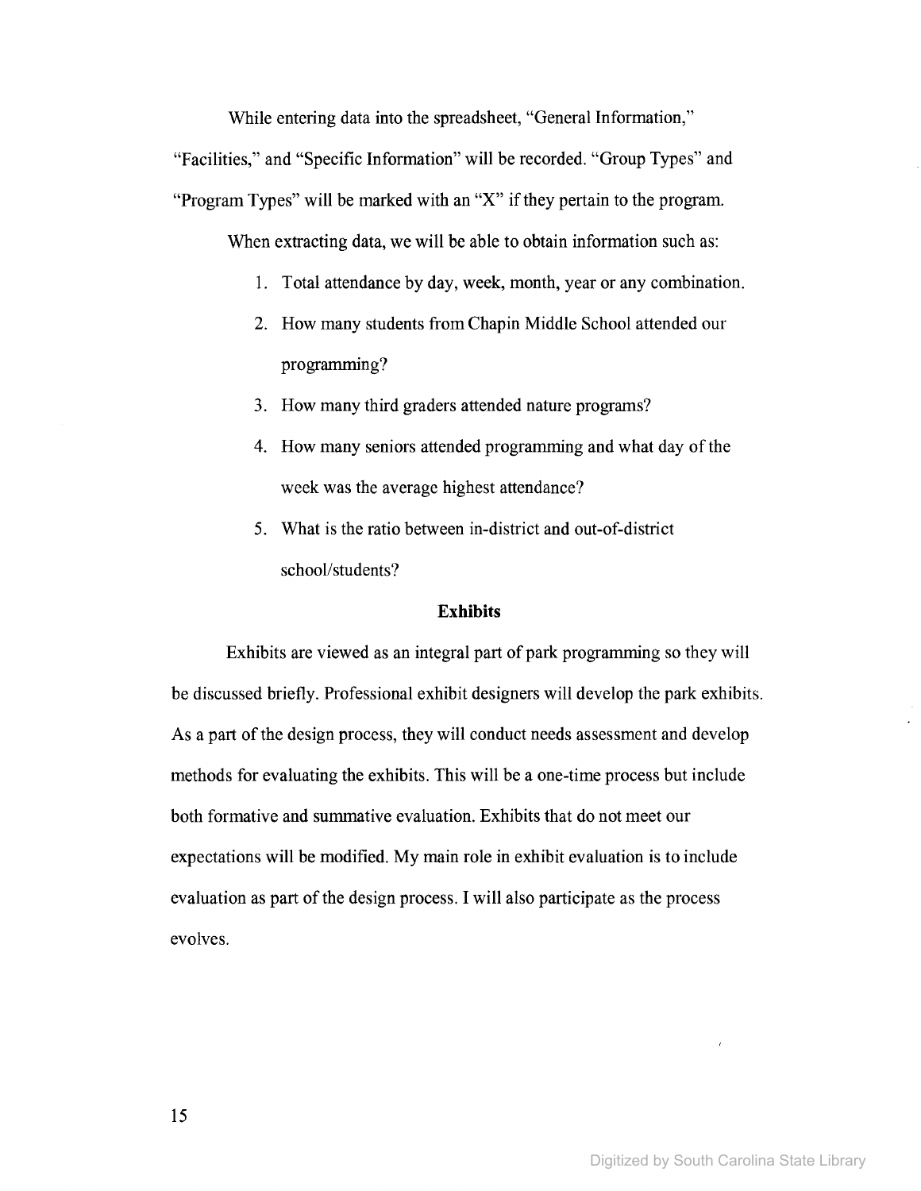While entering data into the spreadsheet, "General Information," "Facilities," and "Specific Information" will be recorded. "Group Types" and "Program Types" will be marked with an "X" if they pertain to the program.

When extracting data, we will be able to obtain information such as:

1. Total attendance by day, week, month, year or any combination.
2. How many students from Chapin Middle School attended our programming?
3. How many third graders attended nature programs?
4. How many seniors attended programming and what day of the week was the average highest attendance?
5. What is the ratio between in-district and out-of-district school/students?

### Exhibits

Exhibits are viewed as an integral part of park programming so they will be discussed briefly. Professional exhibit designers will develop the park exhibits. As a part of the design process, they will conduct needs assessment and develop methods for evaluating the exhibits. This will be a one-time process but include both formative and summative evaluation. Exhibits that do not meet our expectations will be modified. My main role in exhibit evaluation is to include evaluation as part of the design process. I will also participate as the process evolves.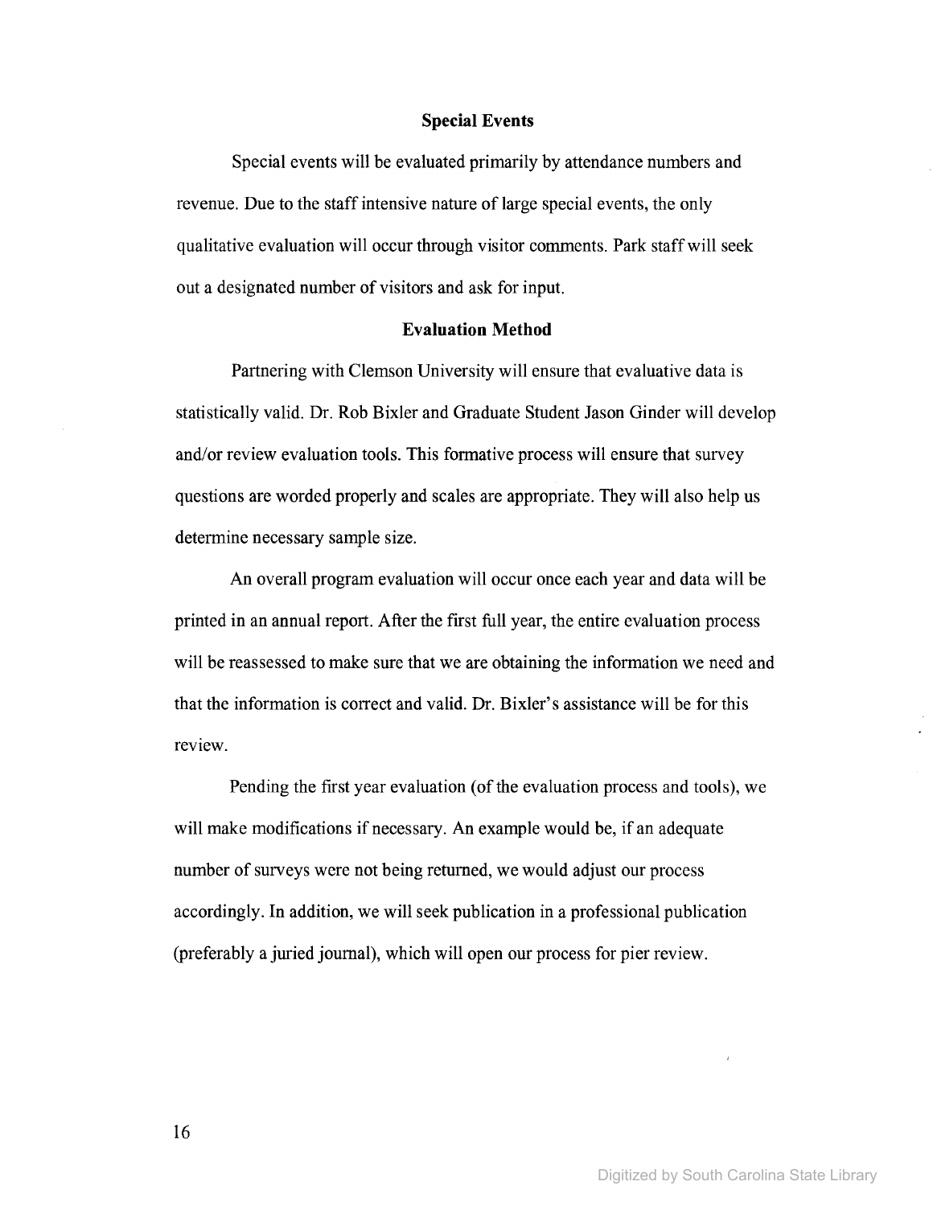## Special Events

Special events will be evaluated primarily by attendance numbers and revenue. Due to the staff intensive nature of large special events, the only qualitative evaluation will occur through visitor comments. Park staff will seek out a designated number of visitors and ask for input.

## Evaluation Method

Partnering with Clemson University will ensure that evaluative data is statistically valid. Dr. Rob Bixler and Graduate Student Jason Ginder will develop and/or review evaluation tools. This formative process will ensure that survey questions are worded properly and scales are appropriate. They will also help us determine necessary sample size.

An overall program evaluation will occur once each year and data will be printed in an annual report. After the first full year, the entire evaluation process will be reassessed to make sure that we are obtaining the information we need and that the information is correct and valid. Dr. Bixler's assistance will be for this review.

Pending the first year evaluation (of the evaluation process and tools), we will make modifications if necessary. An example would be, if an adequate number of surveys were not being returned, we would adjust our process accordingly. In addition, we will seek publication in a professional publication (preferably a juried journal), which will open our process for pier review.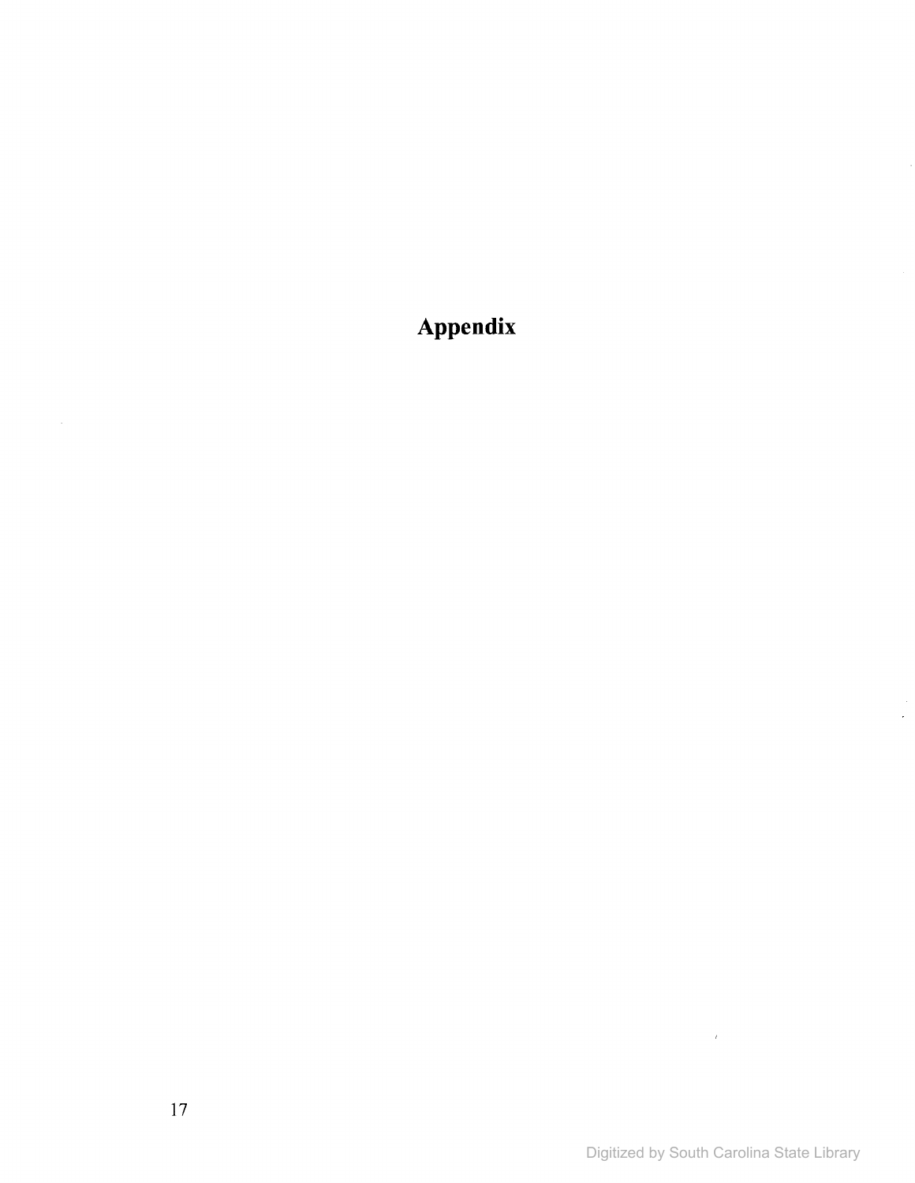# Appendix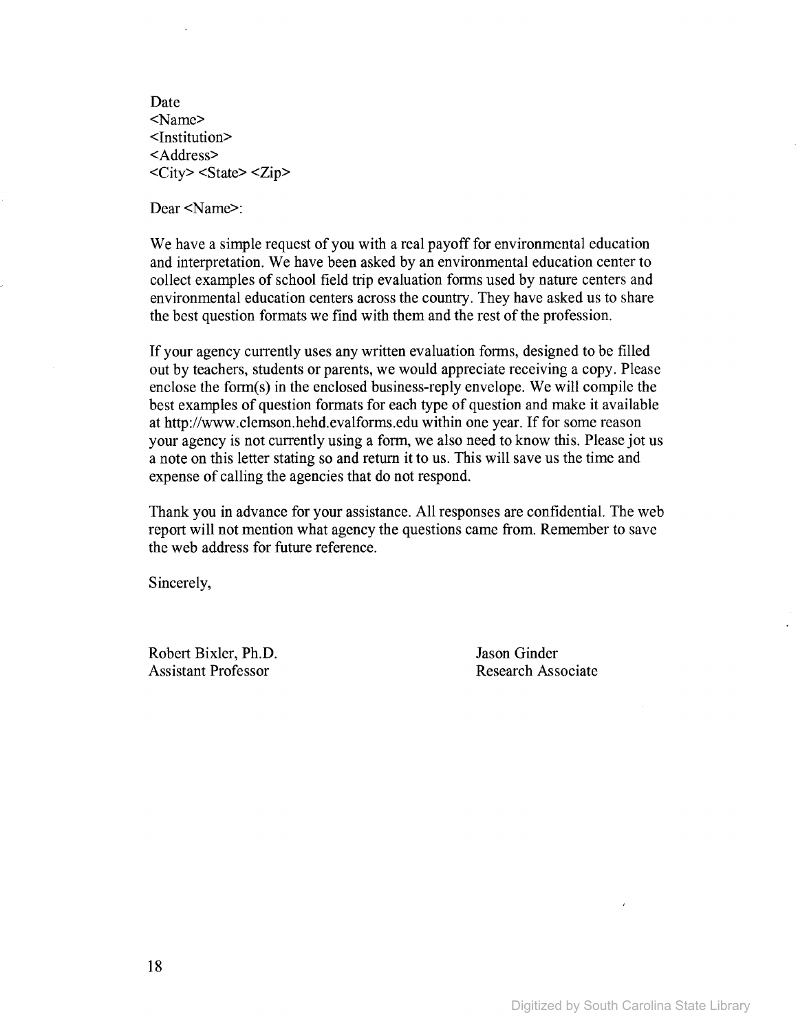Date  
<Name>  
<Institution>  
<Address>  
<City> <State> <Zip>

Dear <Name>:

We have a simple request of you with a real payoff for environmental education and interpretation. We have been asked by an environmental education center to collect examples of school field trip evaluation forms used by nature centers and environmental education centers across the country. They have asked us to share the best question formats we find with them and the rest of the profession.

If your agency currently uses any written evaluation forms, designed to be filled out by teachers, students or parents, we would appreciate receiving a copy. Please enclose the form(s) in the enclosed business-reply envelope. We will compile the best examples of question formats for each type of question and make it available at http://www.clemson.hehd.evalforms.edu within one year. If for some reason your agency is not currently using a form, we also need to know this. Please jot us a note on this letter stating so and return it to us. This will save us the time and expense of calling the agencies that do not respond.

Thank you in advance for your assistance. All responses are confidential. The web report will not mention what agency the questions came from. Remember to save the web address for future reference.

Sincerely,

Robert Bixler, Ph.D.  
Assistant Professor

Jason Ginder  
Research Associate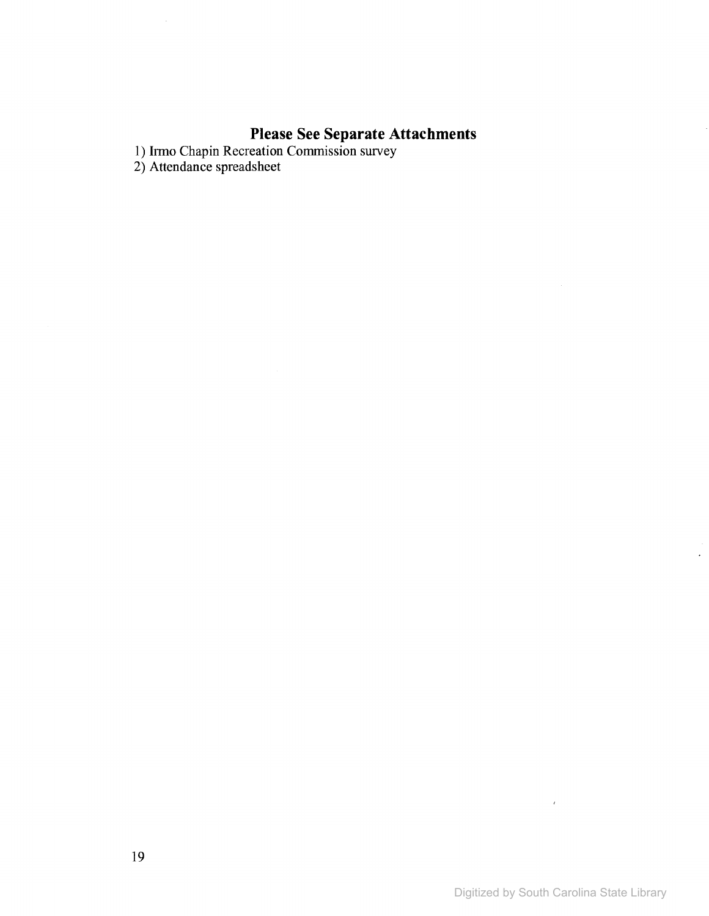## Please See Separate Attachments

1) Irmo Chapin Recreation Commission survey
2) Attendance spreadsheet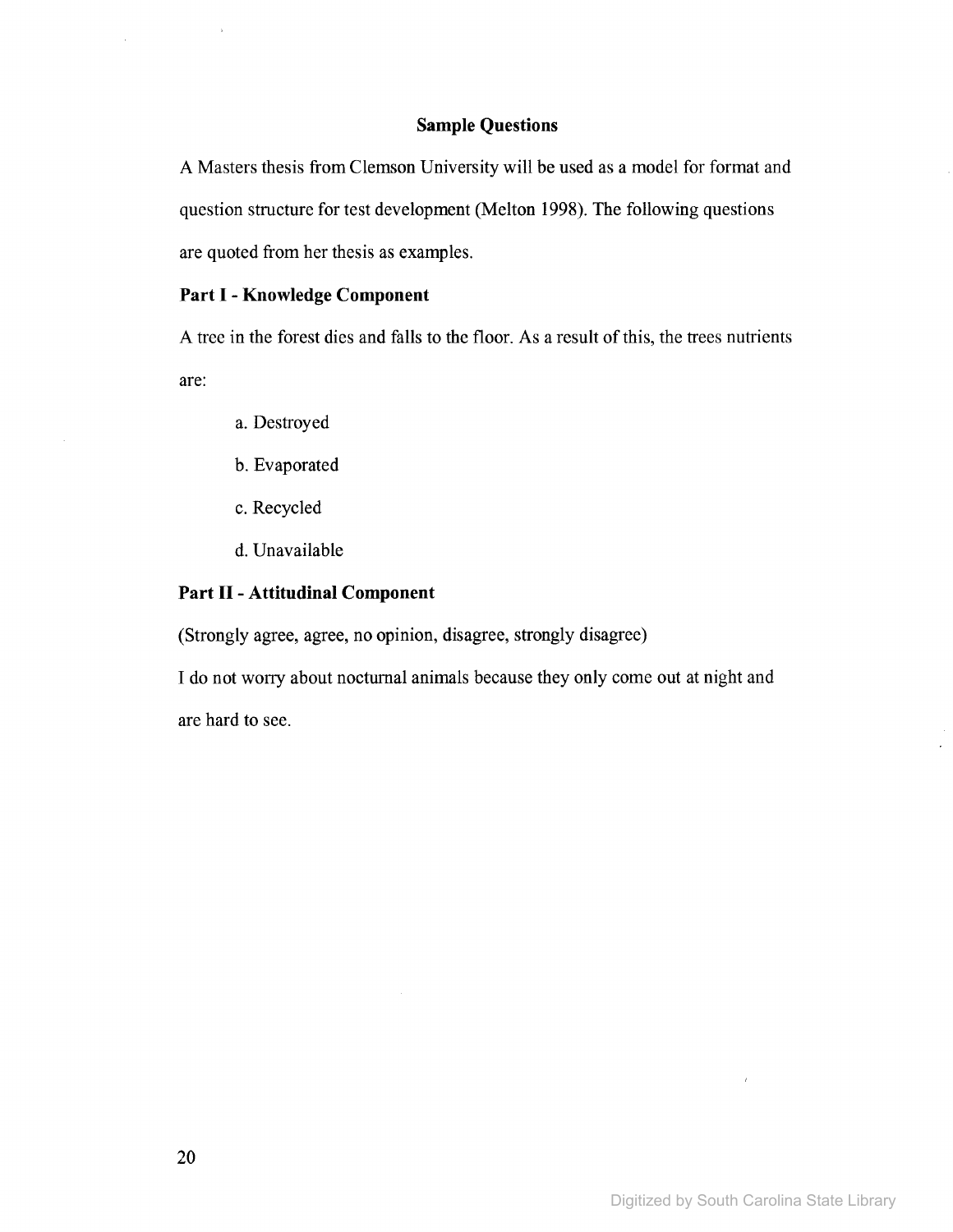## Sample Questions

A Masters thesis from Clemson University will be used as a model for format and question structure for test development (Melton 1998). The following questions are quoted from her thesis as examples.

**Part I - Knowledge Component**

A tree in the forest dies and falls to the floor. As a result of this, the trees nutrients are:

a. Destroyed

b. Evaporated

c. Recycled

d. Unavailable

**Part II - Attitudinal Component**

(Strongly agree, agree, no opinion, disagree, strongly disagree)

I do not worry about nocturnal animals because they only come out at night and are hard to see.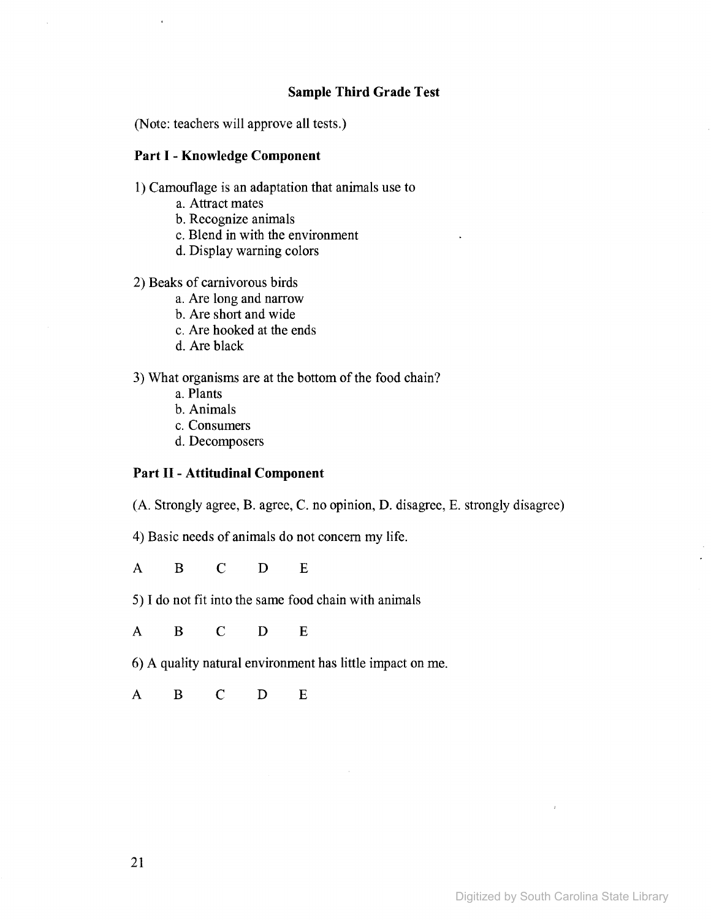## Sample Third Grade Test

(Note: teachers will approve all tests.)

### Part I - Knowledge Component

1) Camouflage is an adaptation that animals use to
   - a. Attract mates
   - b. Recognize animals
   - c. Blend in with the environment
   - d. Display warning colors

2) Beaks of carnivorous birds
   - a. Are long and narrow
   - b. Are short and wide
   - c. Are hooked at the ends
   - d. Are black

3) What organisms are at the bottom of the food chain?
   - a. Plants
   - b. Animals
   - c. Consumers
   - d. Decomposers

### Part II - Attitudinal Component

(A. Strongly agree, B. agree, C. no opinion, D. disagree, E. strongly disagree)

4) Basic needs of animals do not concern my life.

A B C D E

5) I do not fit into the same food chain with animals

A B C D E

6) A quality natural environment has little impact on me.

A B C D E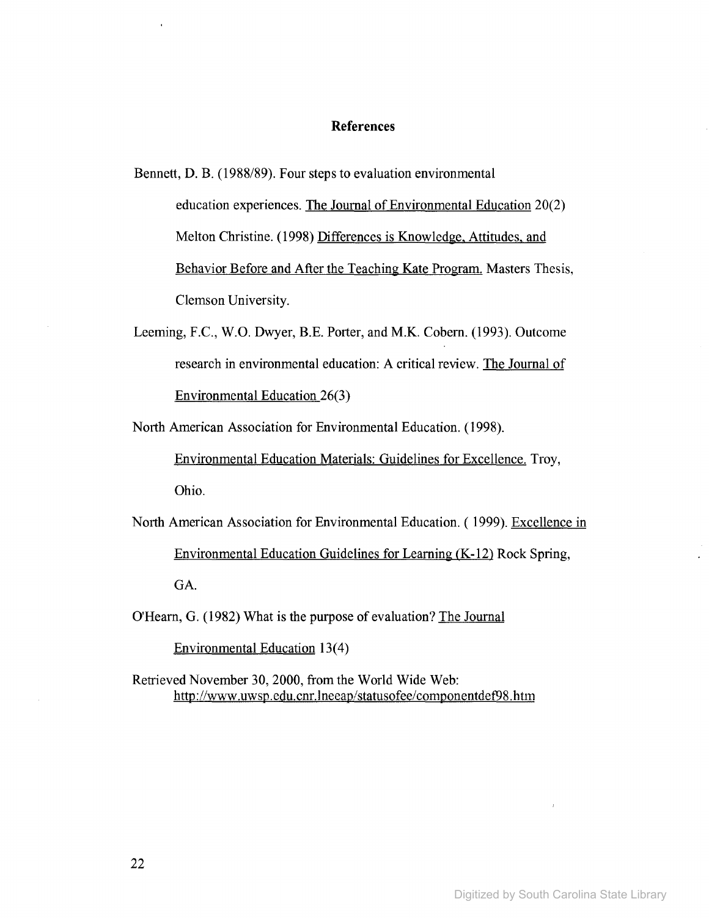## References

Bennett, D. B. (1988/89). Four steps to evaluation environmental education experiences. The Journal of Environmental Education 20(2) Melton Christine. (1998) Differences is Knowledge, Attitudes, and Behavior Before and After the Teaching Kate Program. Masters Thesis, Clemson University.

Leeming, F.C., W.O. Dwyer, B.E. Porter, and M.K. Cobern. (1993). Outcome research in environmental education: A critical review. The Journal of Environmental Education 26(3)

North American Association for Environmental Education. (1998). Environmental Education Materials: Guidelines for Excellence. Troy, Ohio.

North American Association for Environmental Education. ( 1999). Excellence in Environmental Education Guidelines for Learning (K-12) Rock Spring, GA.

O'Hearn, G. (1982) What is the purpose of evaluation? The Journal Environmental Education 13(4)

Retrieved November 30, 2000, from the World Wide Web: http://www.uwsp.edu.cnr.lneeap/statusofee/componentdef98.htm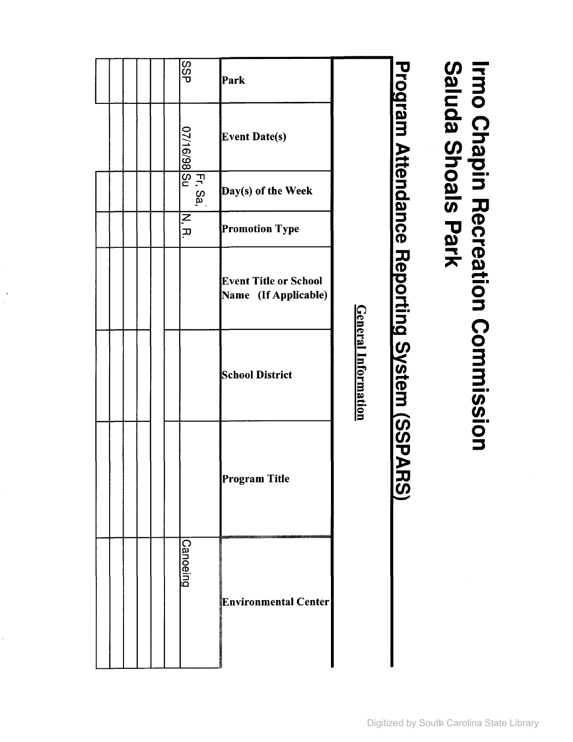# Irmo Chapin Recreation Commission
# Saluda Shoals Park

## Program Attendance Reporting System (SSPARS)

**General Information**

| Park | Event Date(s) | Day(s) of the Week | Promotion Type | Event Title or School Name (If Applicable) | School District | Program Title | Environmental Center |
|---|---|---|---|---|---|---|---|
| SSP | 07/16/98 | Fr, Sa, Su | N, R. | | | | Canoeing |
| | | | | | | | |
| | | | | | | | |
| | | | | | | | |
| | | | | | | | |
| | | | | | | | |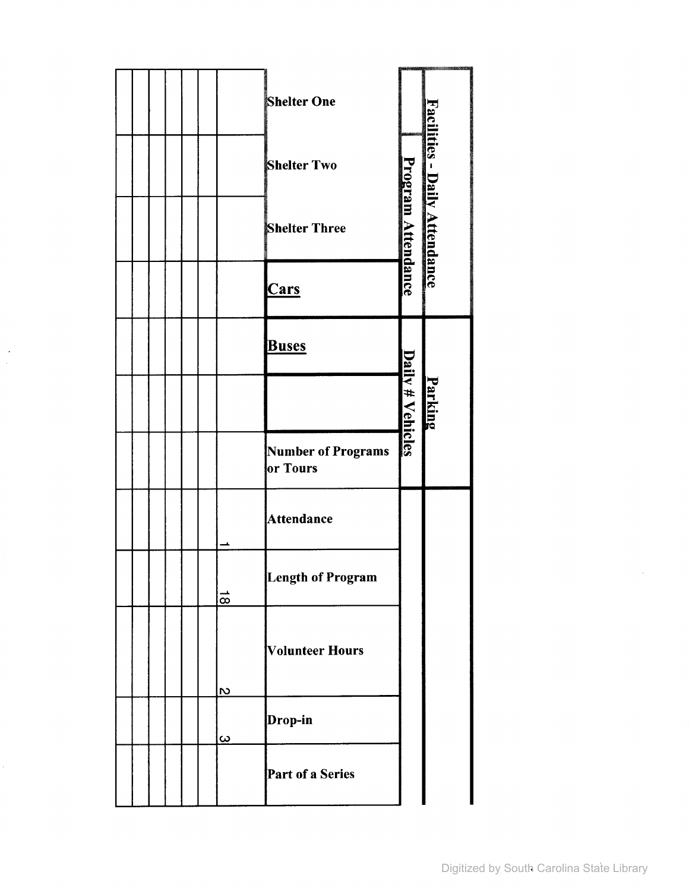| Facilities - Daily Attendance | | | Parking | | | | | | | | |
|---|---|---|---|---|---|---|---|---|---|---|---|
| Program Attendance | | | Daily # Vehicles | | | | | | | | |
| Shelter One | Shelter Two | Shelter Three | Cars | Buses | | Number of Programs or Tours | Attendance | Length of Program | Volunteer Hours | Drop-in | Part of a Series |
| | | | | | | | 1 | 18 | 2 | 3 | |
| | | | | | | | | | | | |
| | | | | | | | | | | | |
| | | | | | | | | | | | |
| | | | | | | | | | | | |
| | | | | | | | | | | | |
| | | | | | | | | | | | |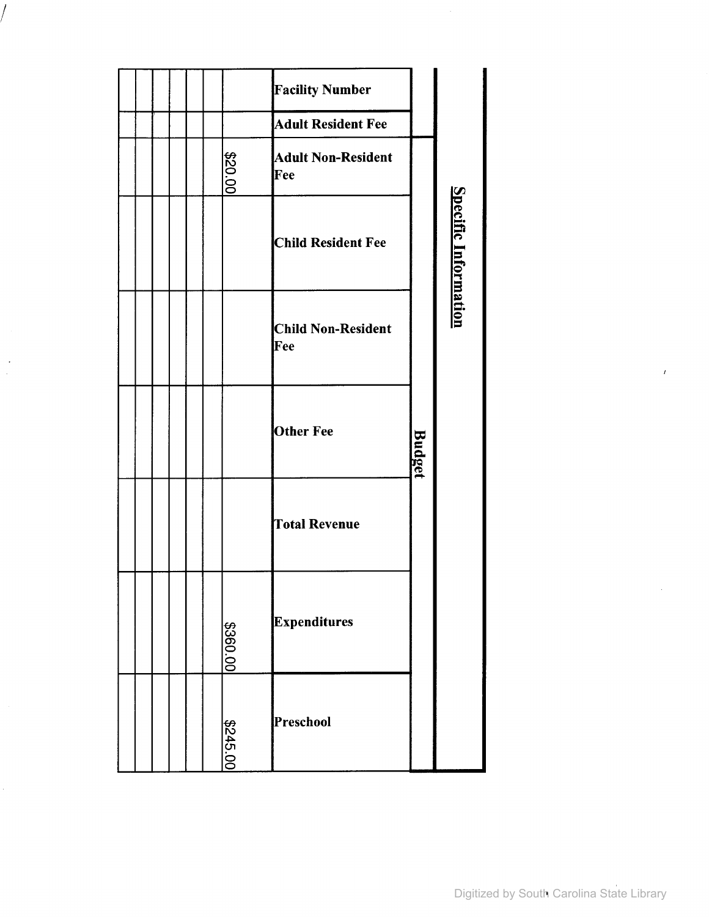## Specific Information

| | Budget | | | | | | | |
|---|---|---|---|---|---|---|---|---|
| Facility Number | Adult Resident Fee | Adult Non-Resident Fee | Child Resident Fee | Child Non-Resident Fee | Other Fee | Total Revenue | Expenditures | Preschool |
| | | $20.00 | | | | | $360.00 | $245.00 |
| | | | | | | | | |
| | | | | | | | | |
| | | | | | | | | |
| | | | | | | | | |
| | | | | | | | | |
| | | | | | | | | |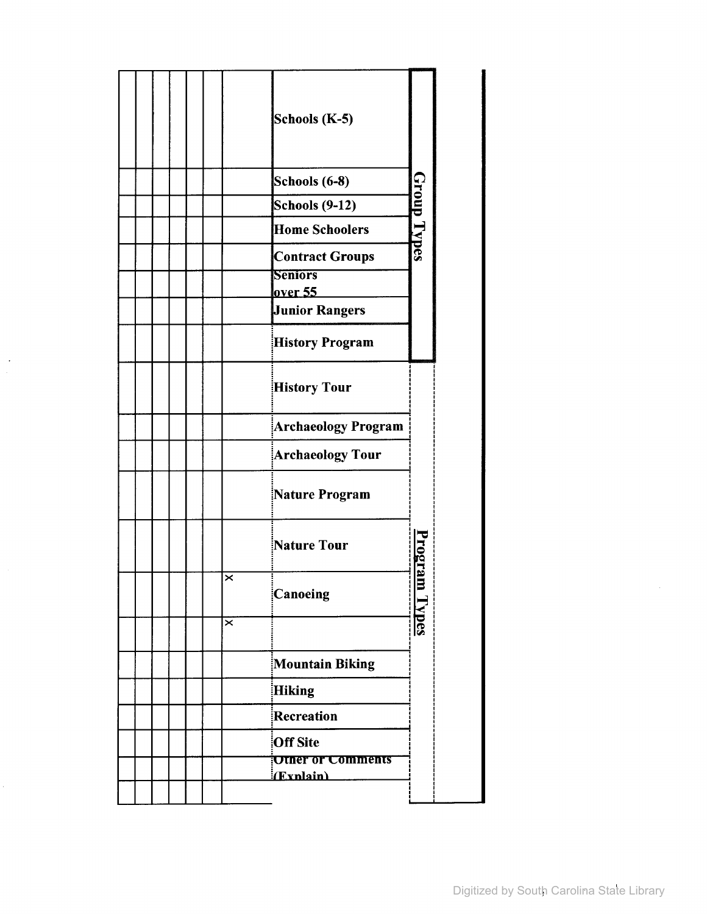| Category | Item | | | | | | | |
|---|---|---|---|---|---|---|---|---|
| Group Types | Schools (K-5) | | | | | | | |
| | Schools (6-8) | | | | | | | |
| | Schools (9-12) | | | | | | | |
| | Home Schoolers | | | | | | | |
| | Contract Groups | | | | | | | |
| | Seniors over 55 | | | | | | | |
| | Junior Rangers | | | | | | | |
| | History Program | | | | | | | |
| Program Types | History Tour | | | | | | | |
| | Archaeology Program | | | | | | | |
| | Archaeology Tour | | | | | | | |
| | Nature Program | | | | | | | |
| | Nature Tour | | | | | | | |
| | Canoeing | x | | | | | | |
| | | x | | | | | | |
| | Mountain Biking | | | | | | | |
| | Hiking | | | | | | | |
| | Recreation | | | | | | | |
| | Off Site | | | | | | | |
| | Other or Comments (Explain) | | | | | | | |
| | | | | | | | | |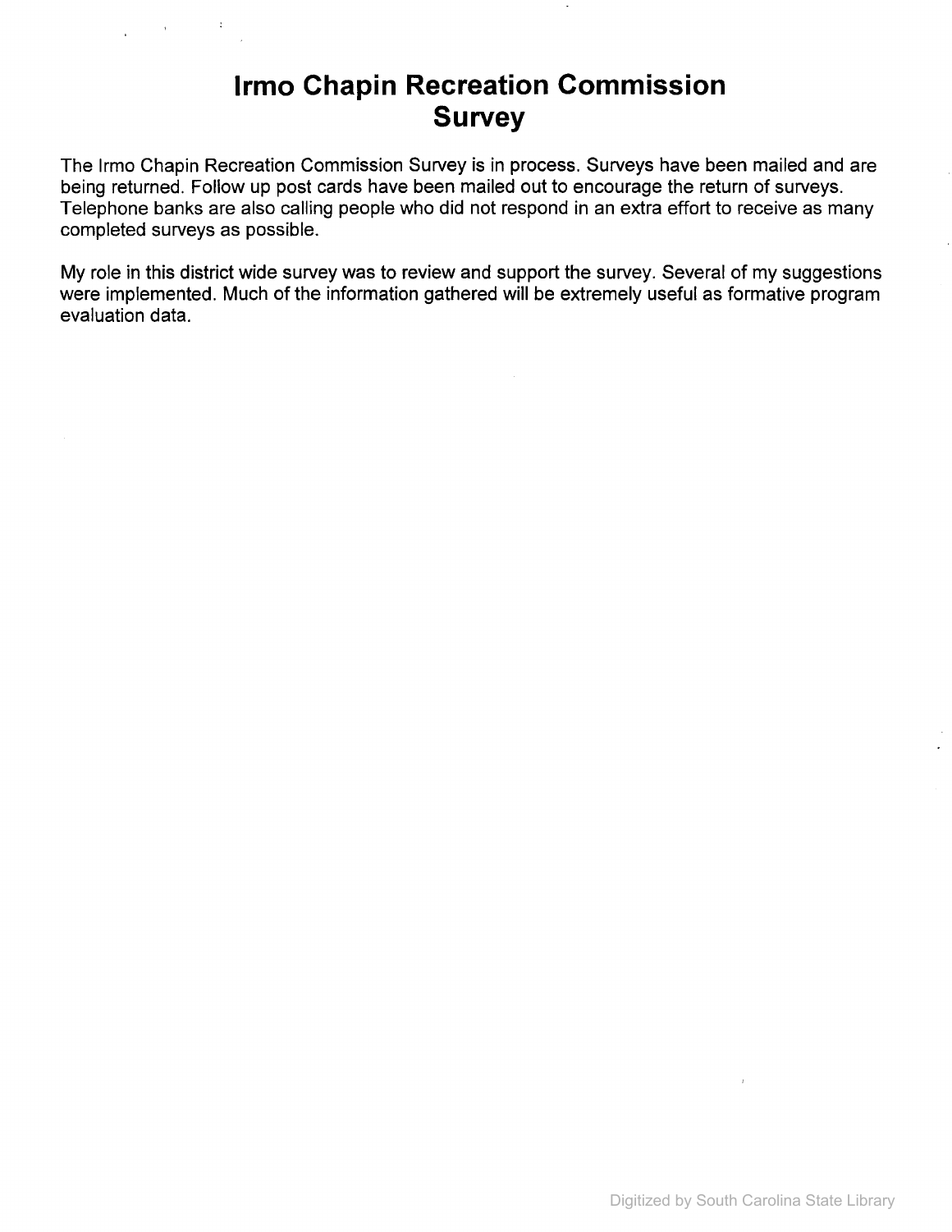# Irmo Chapin Recreation Commission Survey

The Irmo Chapin Recreation Commission Survey is in process. Surveys have been mailed and are being returned. Follow up post cards have been mailed out to encourage the return of surveys. Telephone banks are also calling people who did not respond in an extra effort to receive as many completed surveys as possible.

My role in this district wide survey was to review and support the survey. Several of my suggestions were implemented. Much of the information gathered will be extremely useful as formative program evaluation data.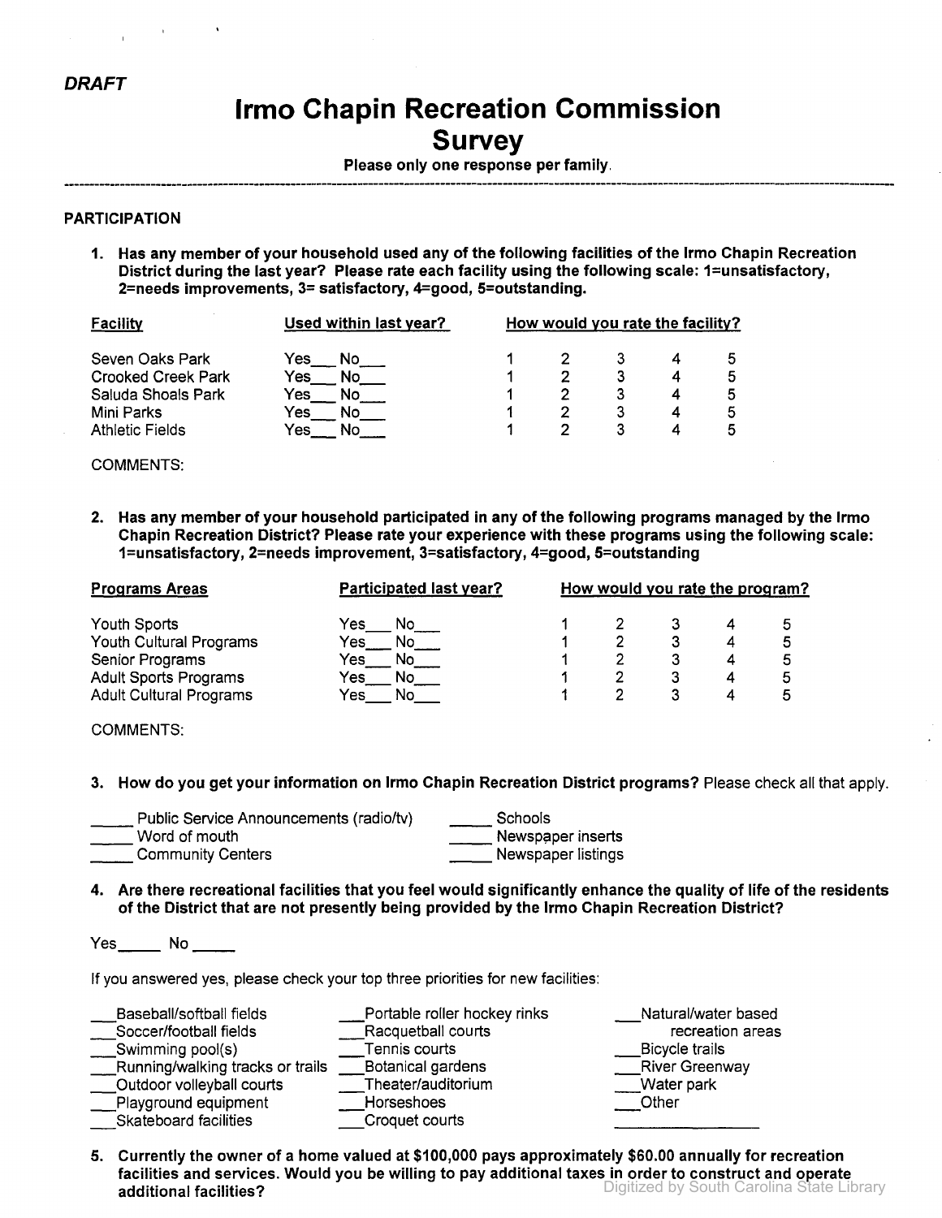*DRAFT*

# Irmo Chapin Recreation Commission Survey

**Please only one response per family.**

---

### PARTICIPATION

**1. Has any member of your household used any of the following facilities of the Irmo Chapin Recreation District during the last year? Please rate each facility using the following scale: 1=unsatisfactory, 2=needs improvements, 3= satisfactory, 4=good, 5=outstanding.**

| Facility | Used within last year? | How would you rate the facility? | | | | |
|---|---|---|---|---|---|---|
| Seven Oaks Park | Yes___ No___ | 1 | 2 | 3 | 4 | 5 |
| Crooked Creek Park | Yes___ No___ | 1 | 2 | 3 | 4 | 5 |
| Saluda Shoals Park | Yes___ No___ | 1 | 2 | 3 | 4 | 5 |
| Mini Parks | Yes___ No___ | 1 | 2 | 3 | 4 | 5 |
| Athletic Fields | Yes___ No___ | 1 | 2 | 3 | 4 | 5 |

COMMENTS:

**2. Has any member of your household participated in any of the following programs managed by the Irmo Chapin Recreation District? Please rate your experience with these programs using the following scale: 1=unsatisfactory, 2=needs improvement, 3=satisfactory, 4=good, 5=outstanding**

| Programs Areas | Participated last year? | How would you rate the program? | | | | |
|---|---|---|---|---|---|---|
| Youth Sports | Yes___ No___ | 1 | 2 | 3 | 4 | 5 |
| Youth Cultural Programs | Yes___ No___ | 1 | 2 | 3 | 4 | 5 |
| Senior Programs | Yes___ No___ | 1 | 2 | 3 | 4 | 5 |
| Adult Sports Programs | Yes___ No___ | 1 | 2 | 3 | 4 | 5 |
| Adult Cultural Programs | Yes___ No___ | 1 | 2 | 3 | 4 | 5 |

COMMENTS:

**3. How do you get your information on Irmo Chapin Recreation District programs?** Please check all that apply.

_____ Public Service Announcements (radio/tv)
_____ Word of mouth
_____ Community Centers
_____ Schools
_____ Newspaper inserts
_____ Newspaper listings

**4. Are there recreational facilities that you feel would significantly enhance the quality of life of the residents of the District that are not presently being provided by the Irmo Chapin Recreation District?**

Yes_____ No _____

If you answered yes, please check your top three priorities for new facilities:

___Baseball/softball fields
___Soccer/football fields
___Swimming pool(s)
___Running/walking tracks or trails
___Outdoor volleyball courts
___Playground equipment
___Skateboard facilities
___Portable roller hockey rinks
___Racquetball courts
___Tennis courts
___Botanical gardens
___Theater/auditorium
___Horseshoes
___Croquet courts
___Natural/water based recreation areas
___Bicycle trails
___River Greenway
___Water park
___Other ____________

**5. Currently the owner of a home valued at $100,000 pays approximately $60.00 annually for recreation facilities and services. Would you be willing to pay additional taxes in order to construct and operate additional facilities?**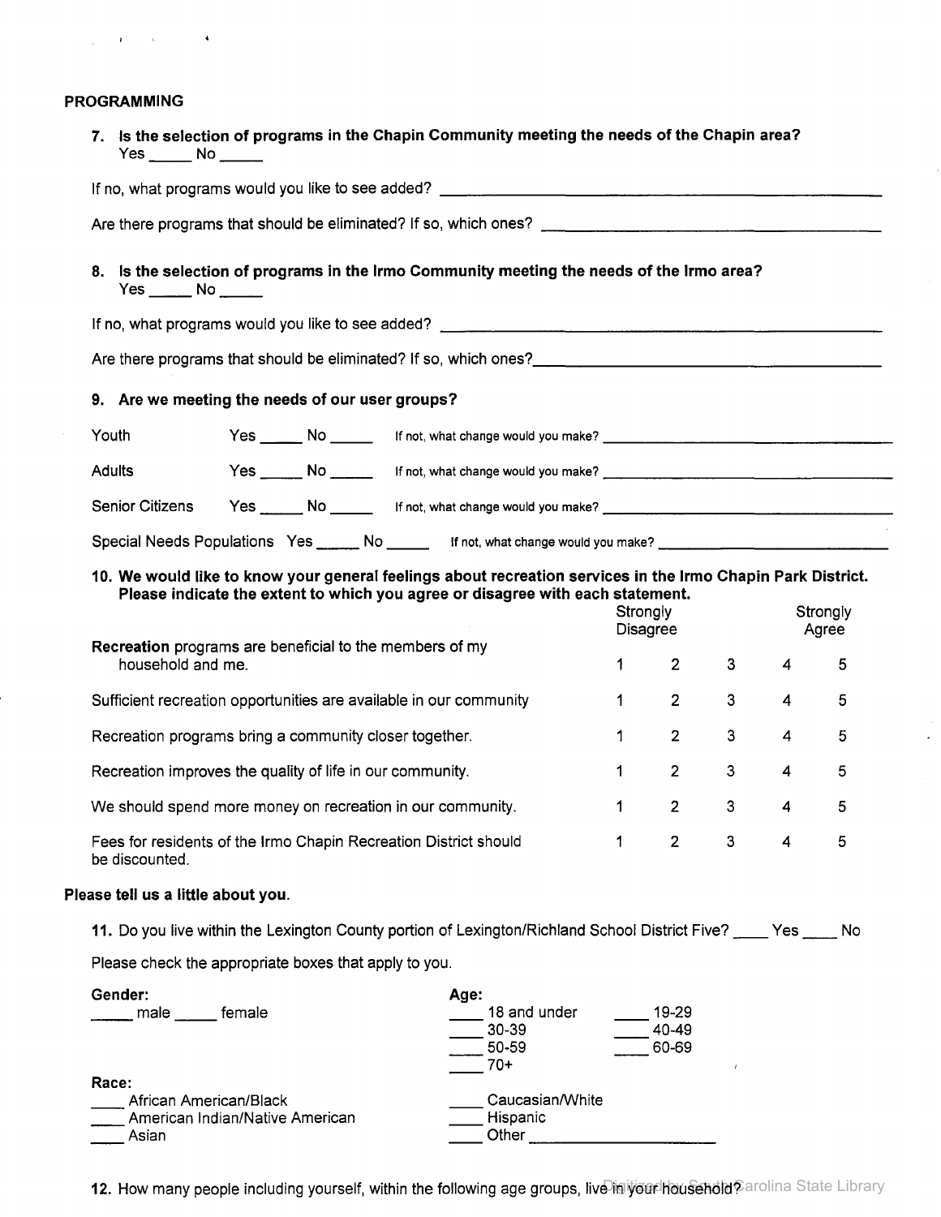## PROGRAMMING

**7. Is the selection of programs in the Chapin Community meeting the needs of the Chapin area?**
Yes _____ No _____

If no, what programs would you like to see added? ______________________________

Are there programs that should be eliminated? If so, which ones? ______________________________

**8. Is the selection of programs in the Irmo Community meeting the needs of the Irmo area?**
Yes _____ No _____

If no, what programs would you like to see added? ______________________________

Are there programs that should be eliminated? If so, which ones? ______________________________

**9. Are we meeting the needs of our user groups?**

Youth Yes _____ No _____ If not, what change would you make? ______________________________

Adults Yes _____ No _____ If not, what change would you make? ______________________________

Senior Citizens Yes _____ No _____ If not, what change would you make? ______________________________

Special Needs Populations Yes _____ No _____ If not, what change would you make? ______________________________

**10. We would like to know your general feelings about recreation services in the Irmo Chapin Park District. Please indicate the extent to which you agree or disagree with each statement.**

| | Strongly Disagree | | | | Strongly Agree |
|---|---|---|---|---|---|
| **Recreation** programs are beneficial to the members of my household and me. | 1 | 2 | 3 | 4 | 5 |
| Sufficient recreation opportunities are available in our community | 1 | 2 | 3 | 4 | 5 |
| Recreation programs bring a community closer together. | 1 | 2 | 3 | 4 | 5 |
| Recreation improves the quality of life in our community. | 1 | 2 | 3 | 4 | 5 |
| We should spend more money on recreation in our community. | 1 | 2 | 3 | 4 | 5 |
| Fees for residents of the Irmo Chapin Recreation District should be discounted. | 1 | 2 | 3 | 4 | 5 |

**Please tell us a little about you.**

**11.** Do you live within the Lexington County portion of Lexington/Richland School District Five? ____ Yes ____ No

Please check the appropriate boxes that apply to you.

**Gender:**
_____ male _____ female

**Age:**
____ 18 and under
____ 19-29
____ 30-39
____ 40-49
____ 50-59
____ 60-69
____ 70+

**Race:**
____ African American/Black
____ American Indian/Native American
____ Asian
____ Caucasian/White
____ Hispanic
____ Other ____________________

**12.** How many people including yourself, within the following age groups, live in your household?